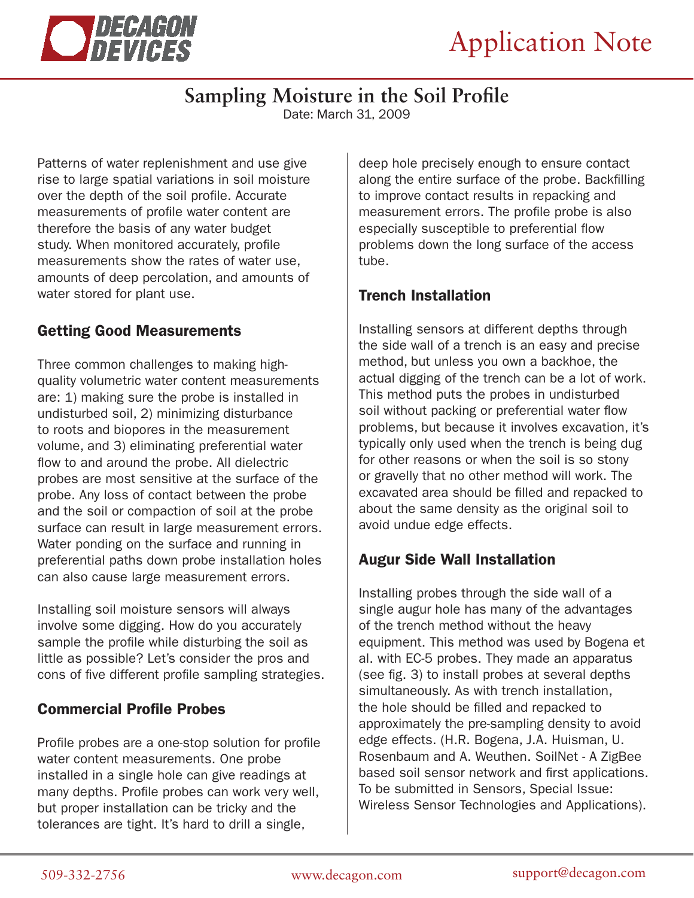# Sampling Moisture in the Soil Profile

Date: March 31, 2009

Patterns of water replenishment and use give rise to large spatial variations in soil moisture over the depth of the soil profile. Accurate measurements of profile water content are therefore the basis of any water budget study. When monitored accurately, profile measurements show the rates of water use, amounts of deep percolation, and amounts of water stored for plant use.

## Getting Good Measurements

Three common challenges to making high-quality volumetric water content measurements are: 1) making sure the probe is installed in undisturbed soil, 2) minimizing disturbance to roots and biopores in the measurement volume, and 3) eliminating preferential water flow to and around the probe. All dielectric probes are most sensitive at the surface of the probe. Any loss of contact between the probe and the soil or compaction of soil at the probe surface can result in large measurement errors. Water ponding on the surface and running in preferential paths down probe installation holes can also cause large measurement errors.

Installing soil moisture sensors will always involve some digging. How do you accurately sample the profile while disturbing the soil as little as possible? Let's consider the pros and cons of five different profile sampling strategies.

## Commercial Profile Probes

Profile probes are a one-stop solution for profile water content measurements. One probe installed in a single hole can give readings at many depths. Profile probes can work very well, but proper installation can be tricky and the tolerances are tight. It's hard to drill a single, deep hole precisely enough to ensure contact along the entire surface of the probe. Backfilling to improve contact results in repacking and measurement errors. The profile probe is also especially susceptible to preferential flow problems down the long surface of the access tube.

## Trench Installation

Installing sensors at different depths through the side wall of a trench is an easy and precise method, but unless you own a backhoe, the actual digging of the trench can be a lot of work. This method puts the probes in undisturbed soil without packing or preferential water flow problems, but because it involves excavation, it's typically only used when the trench is being dug for other reasons or when the soil is so stony or gravelly that no other method will work. The excavated area should be filled and repacked to about the same density as the original soil to avoid undue edge effects.

## Augur Side Wall Installation

Installing probes through the side wall of a single augur hole has many of the advantages of the trench method without the heavy equipment. This method was used by Bogena et al. with EC-5 probes. They made an apparatus (see fig. 3) to install probes at several depths simultaneously. As with trench installation, the hole should be filled and repacked to approximately the pre-sampling density to avoid edge effects. (H.R. Bogena, J.A. Huisman, U. Rosenbaum and A. Weuthen. SoilNet - A ZigBee based soil sensor network and first applications. To be submitted in Sensors, Special Issue: Wireless Sensor Technologies and Applications).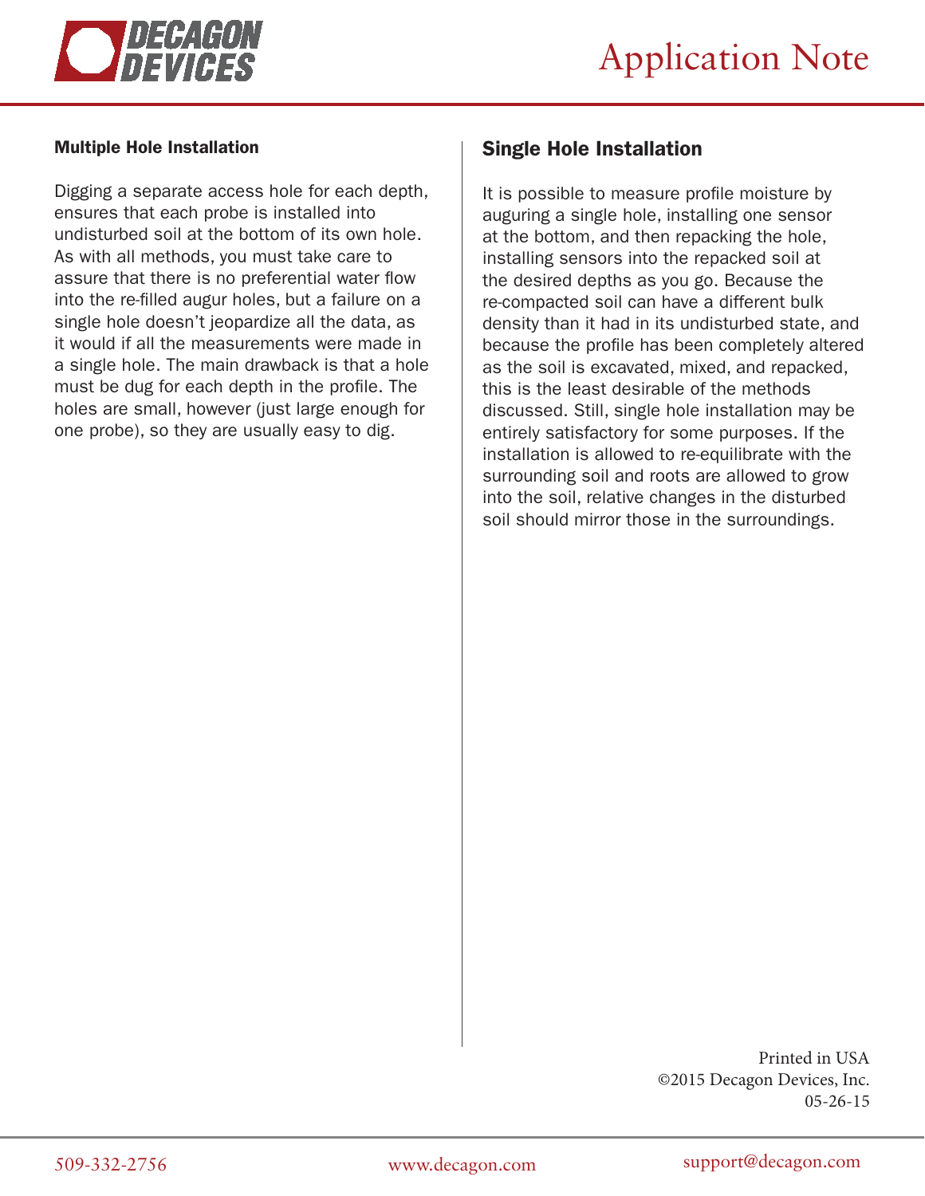### Multiple Hole Installation

Digging a separate access hole for each depth, ensures that each probe is installed into undisturbed soil at the bottom of its own hole. As with all methods, you must take care to assure that there is no preferential water flow into the re-filled augur holes, but a failure on a single hole doesn't jeopardize all the data, as it would if all the measurements were made in a single hole. The main drawback is that a hole must be dug for each depth in the profile. The holes are small, however (just large enough for one probe), so they are usually easy to dig.

## Single Hole Installation

It is possible to measure profile moisture by auguring a single hole, installing one sensor at the bottom, and then repacking the hole, installing sensors into the repacked soil at the desired depths as you go. Because the re-compacted soil can have a different bulk density than it had in its undisturbed state, and because the profile has been completely altered as the soil is excavated, mixed, and repacked, this is the least desirable of the methods discussed. Still, single hole installation may be entirely satisfactory for some purposes. If the installation is allowed to re-equilibrate with the surrounding soil and roots are allowed to grow into the soil, relative changes in the disturbed soil should mirror those in the surroundings.

Printed in USA
©2015 Decagon Devices, Inc.
05-26-15